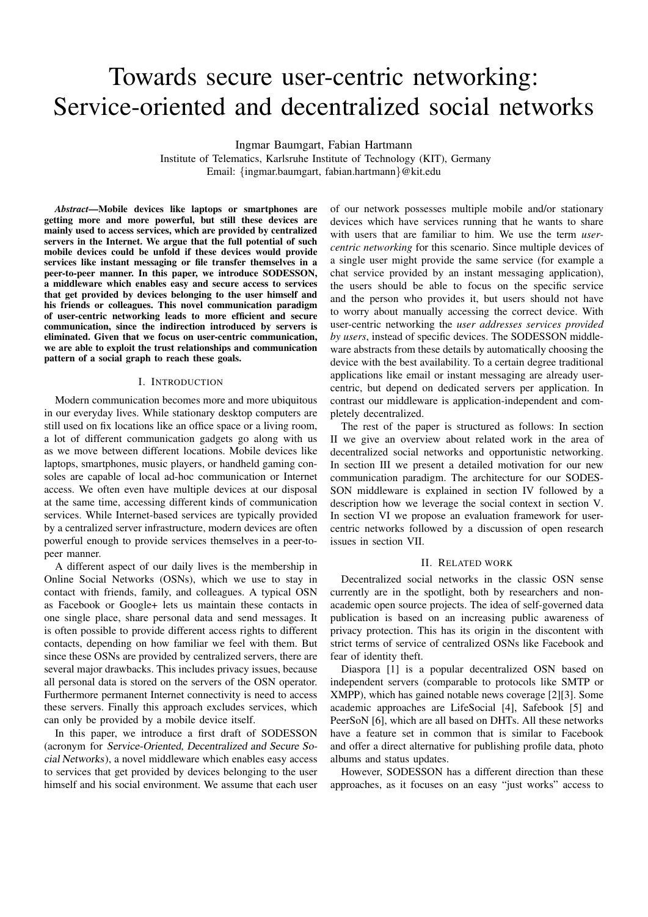# Towards secure user-centric networking: Service-oriented and decentralized social networks

Ingmar Baumgart, Fabian Hartmann
Institute of Telematics, Karlsruhe Institute of Technology (KIT), Germany
Email: {ingmar.baumgart, fabian.hartmann}@kit.edu

***Abstract*—Mobile devices like laptops or smartphones are getting more and more powerful, but still these devices are mainly used to access services, which are provided by centralized servers in the Internet. We argue that the full potential of such mobile devices could be unfold if these devices would provide services like instant messaging or file transfer themselves in a peer-to-peer manner. In this paper, we introduce SODESSON, a middleware which enables easy and secure access to services that get provided by devices belonging to the user himself and his friends or colleagues. This novel communication paradigm of user-centric networking leads to more efficient and secure communication, since the indirection introduced by servers is eliminated. Given that we focus on user-centric communication, we are able to exploit the trust relationships and communication pattern of a social graph to reach these goals.**

## I. Introduction

Modern communication becomes more and more ubiquitous in our everyday lives. While stationary desktop computers are still used on fix locations like an office space or a living room, a lot of different communication gadgets go along with us as we move between different locations. Mobile devices like laptops, smartphones, music players, or handheld gaming consoles are capable of local ad-hoc communication or Internet access. We often even have multiple devices at our disposal at the same time, accessing different kinds of communication services. While Internet-based services are typically provided by a centralized server infrastructure, modern devices are often powerful enough to provide services themselves in a peer-to-peer manner.

A different aspect of our daily lives is the membership in Online Social Networks (OSNs), which we use to stay in contact with friends, family, and colleagues. A typical OSN as Facebook or Google+ lets us maintain these contacts in one single place, share personal data and send messages. It is often possible to provide different access rights to different contacts, depending on how familiar we feel with them. But since these OSNs are provided by centralized servers, there are several major drawbacks. This includes privacy issues, because all personal data is stored on the servers of the OSN operator. Furthermore permanent Internet connectivity is need to access these servers. Finally this approach excludes services, which can only be provided by a mobile device itself.

In this paper, we introduce a first draft of SODESSON (acronym for *Service-Oriented, Decentralized and Secure Social Networks*), a novel middleware which enables easy access to services that get provided by devices belonging to the user himself and his social environment. We assume that each user of our network possesses multiple mobile and/or stationary devices which have services running that he wants to share with users that are familiar to him. We use the term *user-centric networking* for this scenario. Since multiple devices of a single user might provide the same service (for example a chat service provided by an instant messaging application), the users should be able to focus on the specific service and the person who provides it, but users should not have to worry about manually accessing the correct device. With user-centric networking the *user addresses services provided by users*, instead of specific devices. The SODESSON middleware abstracts from these details by automatically choosing the device with the best availability. To a certain degree traditional applications like email or instant messaging are already user-centric, but depend on dedicated servers per application. In contrast our middleware is application-independent and completely decentralized.

The rest of the paper is structured as follows: In section II we give an overview about related work in the area of decentralized social networks and opportunistic networking. In section III we present a detailed motivation for our new communication paradigm. The architecture for our SODESSON middleware is explained in section IV followed by a description how we leverage the social context in section V. In section VI we propose an evaluation framework for user-centric networks followed by a discussion of open research issues in section VII.

## II. Related work

Decentralized social networks in the classic OSN sense currently are in the spotlight, both by researchers and non-academic open source projects. The idea of self-governed data publication is based on an increasing public awareness of privacy protection. This has its origin in the discontent with strict terms of service of centralized OSNs like Facebook and fear of identity theft.

Diaspora [1] is a popular decentralized OSN based on independent servers (comparable to protocols like SMTP or XMPP), which has gained notable news coverage [2][3]. Some academic approaches are LifeSocial [4], Safebook [5] and PeerSoN [6], which are all based on DHTs. All these networks have a feature set in common that is similar to Facebook and offer a direct alternative for publishing profile data, photo albums and status updates.

However, SODESSON has a different direction than these approaches, as it focuses on an easy "just works" access to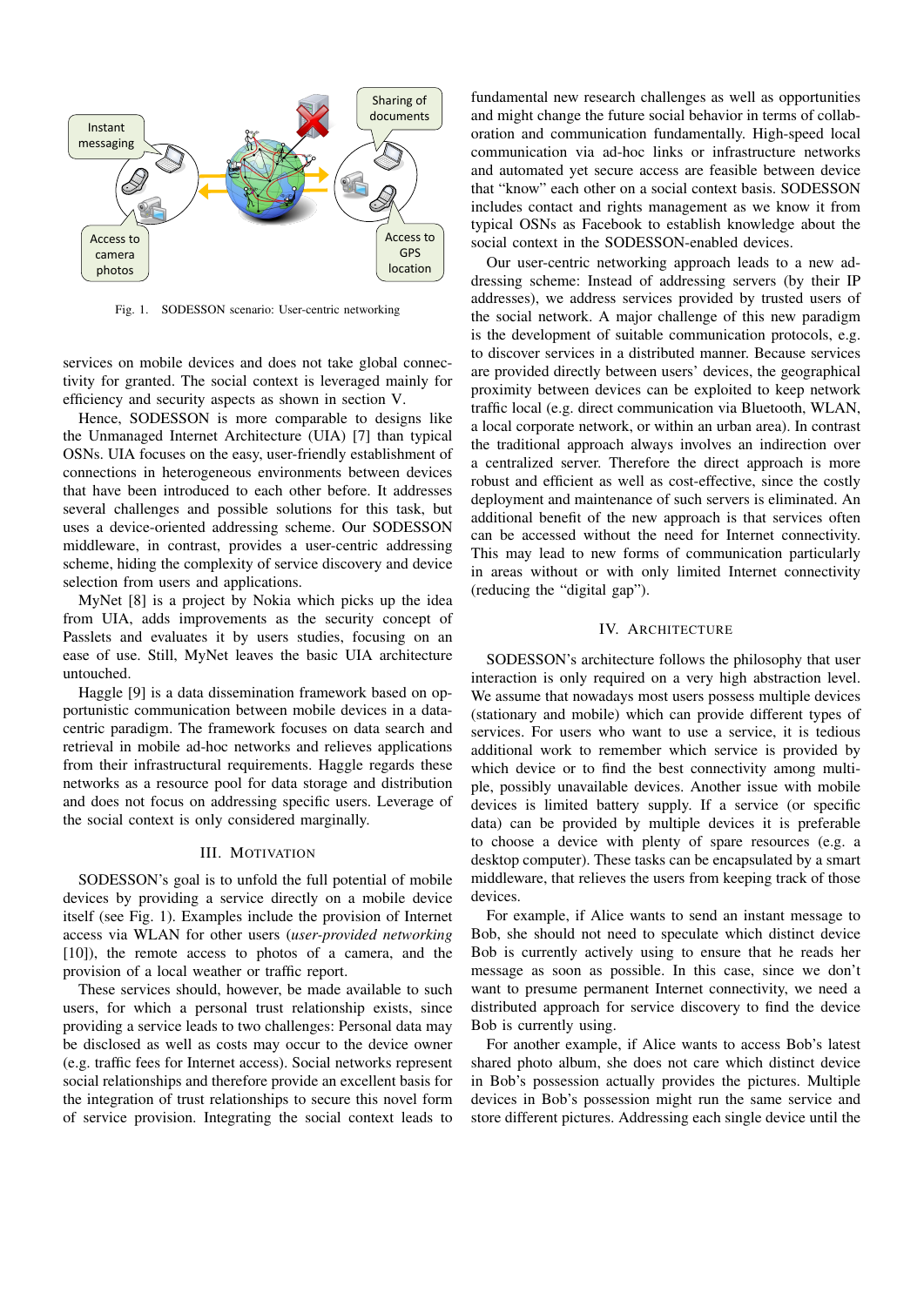Fig. 1. SODESSON scenario: User-centric networking

services on mobile devices and does not take global connectivity for granted. The social context is leveraged mainly for efficiency and security aspects as shown in section V.

Hence, SODESSON is more comparable to designs like the Unmanaged Internet Architecture (UIA) [7] than typical OSNs. UIA focuses on the easy, user-friendly establishment of connections in heterogeneous environments between devices that have been introduced to each other before. It addresses several challenges and possible solutions for this task, but uses a device-oriented addressing scheme. Our SODESSON middleware, in contrast, provides a user-centric addressing scheme, hiding the complexity of service discovery and device selection from users and applications.

MyNet [8] is a project by Nokia which picks up the idea from UIA, adds improvements as the security concept of Passlets and evaluates it by users studies, focusing on an ease of use. Still, MyNet leaves the basic UIA architecture untouched.

Haggle [9] is a data dissemination framework based on opportunistic communication between mobile devices in a data-centric paradigm. The framework focuses on data search and retrieval in mobile ad-hoc networks and relieves applications from their infrastructural requirements. Haggle regards these networks as a resource pool for data storage and distribution and does not focus on addressing specific users. Leverage of the social context is only considered marginally.

## III. Motivation

SODESSON's goal is to unfold the full potential of mobile devices by providing a service directly on a mobile device itself (see Fig. 1). Examples include the provision of Internet access via WLAN for other users (*user-provided networking* [10]), the remote access to photos of a camera, and the provision of a local weather or traffic report.

These services should, however, be made available to such users, for which a personal trust relationship exists, since providing a service leads to two challenges: Personal data may be disclosed as well as costs may occur to the device owner (e.g. traffic fees for Internet access). Social networks represent social relationships and therefore provide an excellent basis for the integration of trust relationships to secure this novel form of service provision. Integrating the social context leads to fundamental new research challenges as well as opportunities and might change the future social behavior in terms of collaboration and communication fundamentally. High-speed local communication via ad-hoc links or infrastructure networks and automated yet secure access are feasible between device that "know" each other on a social context basis. SODESSON includes contact and rights management as we know it from typical OSNs as Facebook to establish knowledge about the social context in the SODESSON-enabled devices.

Our user-centric networking approach leads to a new addressing scheme: Instead of addressing servers (by their IP addresses), we address services provided by trusted users of the social network. A major challenge of this new paradigm is the development of suitable communication protocols, e.g. to discover services in a distributed manner. Because services are provided directly between users' devices, the geographical proximity between devices can be exploited to keep network traffic local (e.g. direct communication via Bluetooth, WLAN, a local corporate network, or within an urban area). In contrast the traditional approach always involves an indirection over a centralized server. Therefore the direct approach is more robust and efficient as well as cost-effective, since the costly deployment and maintenance of such servers is eliminated. An additional benefit of the new approach is that services often can be accessed without the need for Internet connectivity. This may lead to new forms of communication particularly in areas without or with only limited Internet connectivity (reducing the "digital gap").

## IV. Architecture

SODESSON's architecture follows the philosophy that user interaction is only required on a very high abstraction level. We assume that nowadays most users possess multiple devices (stationary and mobile) which can provide different types of services. For users who want to use a service, it is tedious additional work to remember which service is provided by which device or to find the best connectivity among multiple, possibly unavailable devices. Another issue with mobile devices is limited battery supply. If a service (or specific data) can be provided by multiple devices it is preferable to choose a device with plenty of spare resources (e.g. a desktop computer). These tasks can be encapsulated by a smart middleware, that relieves the users from keeping track of those devices.

For example, if Alice wants to send an instant message to Bob, she should not need to speculate which distinct device Bob is currently actively using to ensure that he reads her message as soon as possible. In this case, since we don't want to presume permanent Internet connectivity, we need a distributed approach for service discovery to find the device Bob is currently using.

For another example, if Alice wants to access Bob's latest shared photo album, she does not care which distinct device in Bob's possession actually provides the pictures. Multiple devices in Bob's possession might run the same service and store different pictures. Addressing each single device until the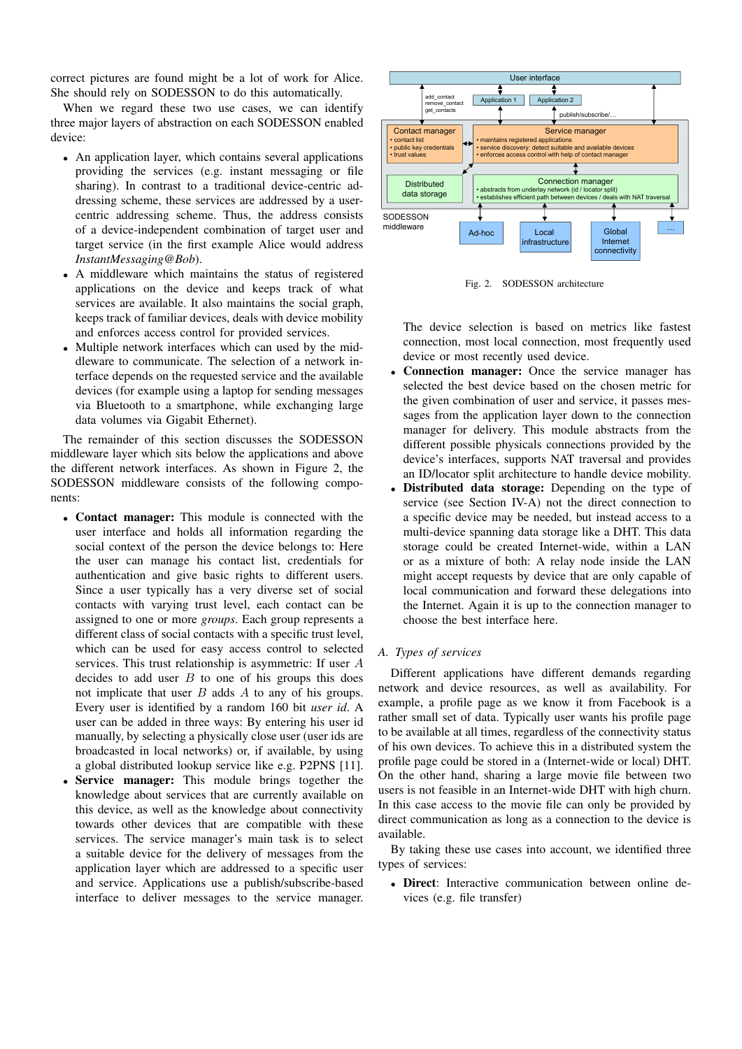correct pictures are found might be a lot of work for Alice. She should rely on SODESSON to do this automatically.

When we regard these two use cases, we can identify three major layers of abstraction on each SODESSON enabled device:

- An application layer, which contains several applications providing the services (e.g. instant messaging or file sharing). In contrast to a traditional device-centric addressing scheme, these services are addressed by a user-centric addressing scheme. Thus, the address consists of a device-independent combination of target user and target service (in the first example Alice would address *InstantMessaging@Bob*).
- A middleware which maintains the status of registered applications on the device and keeps track of what services are available. It also maintains the social graph, keeps track of familiar devices, deals with device mobility and enforces access control for provided services.
- Multiple network interfaces which can used by the middleware to communicate. The selection of a network interface depends on the requested service and the available devices (for example using a laptop for sending messages via Bluetooth to a smartphone, while exchanging large data volumes via Gigabit Ethernet).

The remainder of this section discusses the SODESSON middleware layer which sits below the applications and above the different network interfaces. As shown in Figure 2, the SODESSON middleware consists of the following components:

- **Contact manager:** This module is connected with the user interface and holds all information regarding the social context of the person the device belongs to: Here the user can manage his contact list, credentials for authentication and give basic rights to different users. Since a user typically has a very diverse set of social contacts with varying trust level, each contact can be assigned to one or more *groups*. Each group represents a different class of social contacts with a specific trust level, which can be used for easy access control to selected services. This trust relationship is asymmetric: If user $A$ decides to add user $B$ to one of his groups this does not implicate that user $B$ adds $A$ to any of his groups. Every user is identified by a random 160 bit *user id*. A user can be added in three ways: By entering his user id manually, by selecting a physically close user (user ids are broadcasted in local networks) or, if available, by using a global distributed lookup service like e.g. P2PNS [11].
- **Service manager:** This module brings together the knowledge about services that are currently available on this device, as well as the knowledge about connectivity towards other devices that are compatible with these services. The service manager's main task is to select a suitable device for the delivery of messages from the application layer which are addressed to a specific user and service. Applications use a publish/subscribe-based interface to deliver messages to the service manager. The device selection is based on metrics like fastest connection, most local connection, most frequently used device or most recently used device.
- **Connection manager:** Once the service manager has selected the best device based on the chosen metric for the given combination of user and service, it passes messages from the application layer down to the connection manager for delivery. This module abstracts from the different possible physicals connections provided by the device's interfaces, supports NAT traversal and provides an ID/locator split architecture to handle device mobility.
- **Distributed data storage:** Depending on the type of service (see Section IV-A) not the direct connection to a specific device may be needed, but instead access to a multi-device spanning data storage like a DHT. This data storage could be created Internet-wide, within a LAN or as a mixture of both: A relay node inside the LAN might accept requests by device that are only capable of local communication and forward these delegations into the Internet. Again it is up to the connection manager to choose the best interface here.

Fig. 2. SODESSON architecture

### A. Types of services

Different applications have different demands regarding network and device resources, as well as availability. For example, a profile page as we know it from Facebook is a rather small set of data. Typically user wants his profile page to be available at all times, regardless of the connectivity status of his own devices. To achieve this in a distributed system the profile page could be stored in a (Internet-wide or local) DHT. On the other hand, sharing a large movie file between two users is not feasible in an Internet-wide DHT with high churn. In this case access to the movie file can only be provided by direct communication as long as a connection to the device is available.

By taking these use cases into account, we identified three types of services:

- **Direct**: Interactive communication between online devices (e.g. file transfer)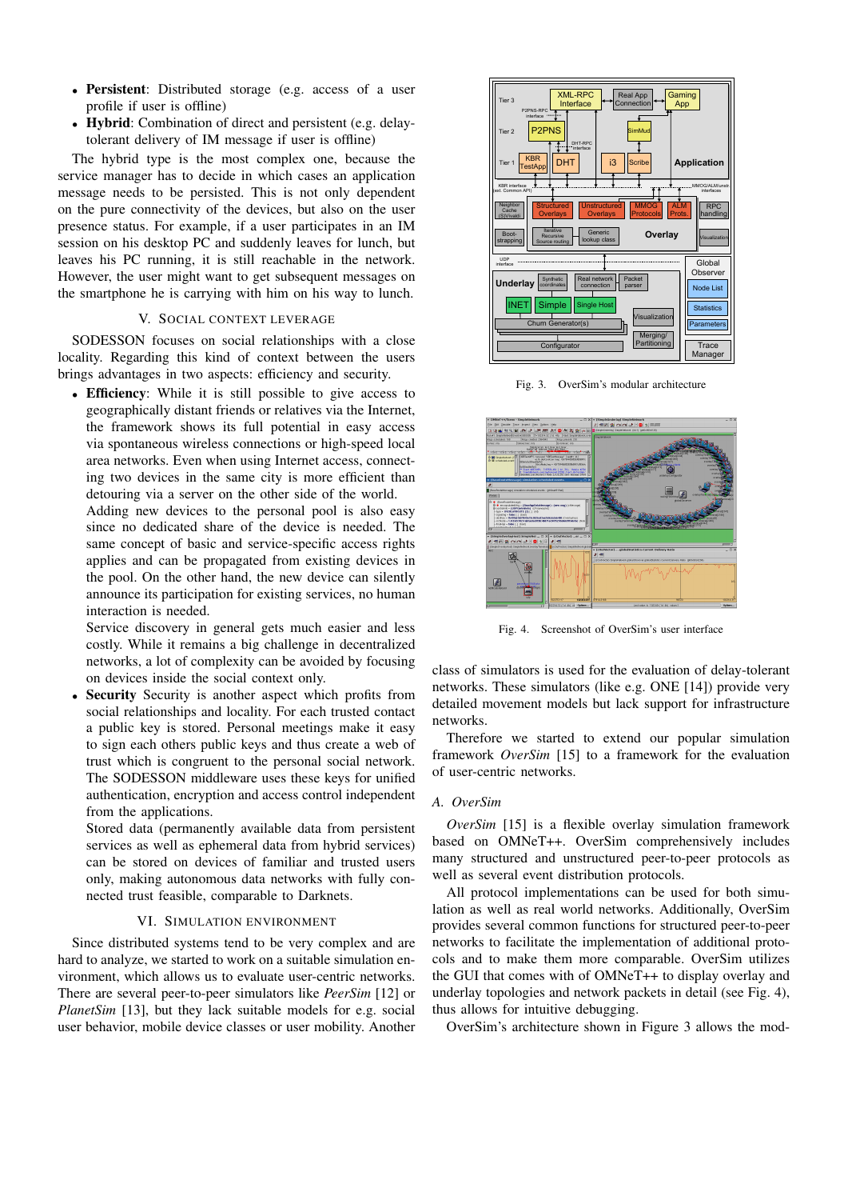- **Persistent**: Distributed storage (e.g. access of a user profile if user is offline)
- **Hybrid**: Combination of direct and persistent (e.g. delay-tolerant delivery of IM message if user is offline)

The hybrid type is the most complex one, because the service manager has to decide in which cases an application message needs to be persisted. This is not only dependent on the pure connectivity of the devices, but also on the user presence status. For example, if a user participates in an IM session on his desktop PC and suddenly leaves for lunch, but leaves his PC running, it is still reachable in the network. However, the user might want to get subsequent messages on the smartphone he is carrying with him on his way to lunch.

## V. Social Context Leverage

SODESSON focuses on social relationships with a close locality. Regarding this kind of context between the users brings advantages in two aspects: efficiency and security.

- **Efficiency**: While it is still possible to give access to geographically distant friends or relatives via the Internet, the framework shows its full potential in easy access via spontaneous wireless connections or high-speed local area networks. Even when using Internet access, connecting two devices in the same city is more efficient than detouring via a server on the other side of the world.
  Adding new devices to the personal pool is also easy since no dedicated share of the device is needed. The same concept of basic and service-specific access rights applies and can be propagated from existing devices in the pool. On the other hand, the new device can silently announce its participation for existing services, no human interaction is needed.
  Service discovery in general gets much easier and less costly. While it remains a big challenge in decentralized networks, a lot of complexity can be avoided by focusing on devices inside the social context only.
- **Security** Security is another aspect which profits from social relationships and locality. For each trusted contact a public key is stored. Personal meetings make it easy to sign each others public keys and thus create a web of trust which is congruent to the personal social network. The SODESSON middleware uses these keys for unified authentication, encryption and access control independent from the applications.
  Stored data (permanently available data from persistent services as well as ephemeral data from hybrid services) can be stored on devices of familiar and trusted users only, making autonomous data networks with fully connected trust feasible, comparable to Darknets.

## VI. Simulation Environment

Since distributed systems tend to be very complex and are hard to analyze, we started to work on a suitable simulation environment, which allows us to evaluate user-centric networks. There are several peer-to-peer simulators like *PeerSim* [12] or *PlanetSim* [13], but they lack suitable models for e.g. social user behavior, mobile device classes or user mobility. Another class of simulators is used for the evaluation of delay-tolerant networks. These simulators (like e.g. ONE [14]) provide very detailed movement models but lack support for infrastructure networks.

Therefore we started to extend our popular simulation framework *OverSim* [15] to a framework for the evaluation of user-centric networks.

Fig. 3. OverSim's modular architecture

Fig. 4. Screenshot of OverSim's user interface

### A. OverSim

*OverSim* [15] is a flexible overlay simulation framework based on OMNeT++. OverSim comprehensively includes many structured and unstructured peer-to-peer protocols as well as several event distribution protocols.

All protocol implementations can be used for both simulation as well as real world networks. Additionally, OverSim provides several common functions for structured peer-to-peer networks to facilitate the implementation of additional protocols and to make them more comparable. OverSim utilizes the GUI that comes with of OMNeT++ to display overlay and underlay topologies and network packets in detail (see Fig. 4), thus allows for intuitive debugging.

OverSim's architecture shown in Figure 3 allows the mod-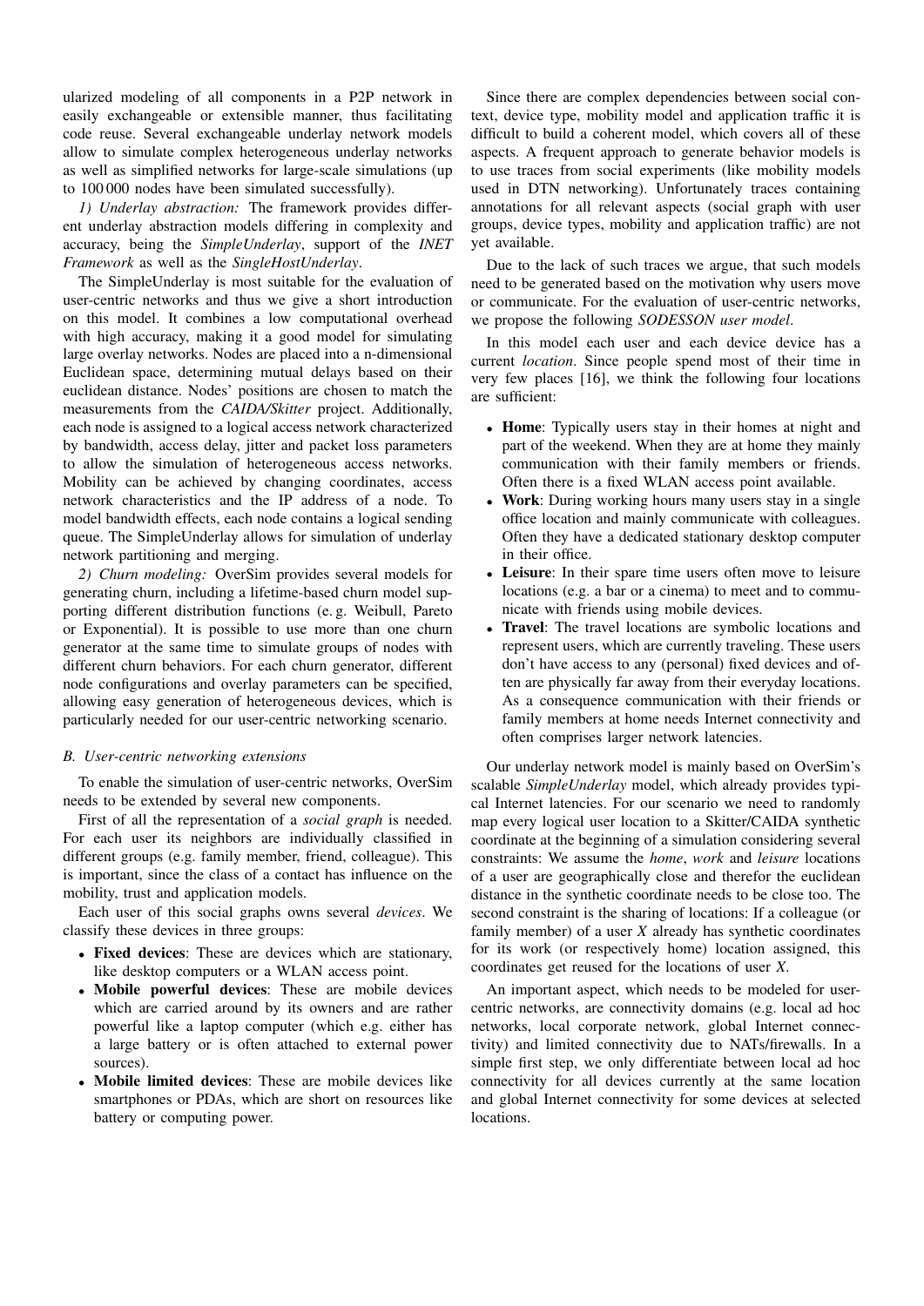ularized modeling of all components in a P2P network in easily exchangeable or extensible manner, thus facilitating code reuse. Several exchangeable underlay network models allow to simulate complex heterogeneous underlay networks as well as simplified networks for large-scale simulations (up to 100 000 nodes have been simulated successfully).

*1) Underlay abstraction:* The framework provides different underlay abstraction models differing in complexity and accuracy, being the *SimpleUnderlay*, support of the *INET Framework* as well as the *SingleHostUnderlay*.

The SimpleUnderlay is most suitable for the evaluation of user-centric networks and thus we give a short introduction on this model. It combines a low computational overhead with high accuracy, making it a good model for simulating large overlay networks. Nodes are placed into a n-dimensional Euclidean space, determining mutual delays based on their euclidean distance. Nodes' positions are chosen to match the measurements from the *CAIDA/Skitter* project. Additionally, each node is assigned to a logical access network characterized by bandwidth, access delay, jitter and packet loss parameters to allow the simulation of heterogeneous access networks. Mobility can be achieved by changing coordinates, access network characteristics and the IP address of a node. To model bandwidth effects, each node contains a logical sending queue. The SimpleUnderlay allows for simulation of underlay network partitioning and merging.

*2) Churn modeling:* OverSim provides several models for generating churn, including a lifetime-based churn model supporting different distribution functions (e. g. Weibull, Pareto or Exponential). It is possible to use more than one churn generator at the same time to simulate groups of nodes with different churn behaviors. For each churn generator, different node configurations and overlay parameters can be specified, allowing easy generation of heterogeneous devices, which is particularly needed for our user-centric networking scenario.

### *B. User-centric networking extensions*

To enable the simulation of user-centric networks, OverSim needs to be extended by several new components.

First of all the representation of a *social graph* is needed. For each user its neighbors are individually classified in different groups (e.g. family member, friend, colleague). This is important, since the class of a contact has influence on the mobility, trust and application models.

Each user of this social graphs owns several *devices*. We classify these devices in three groups:

- **Fixed devices**: These are devices which are stationary, like desktop computers or a WLAN access point.
- **Mobile powerful devices**: These are mobile devices which are carried around by its owners and are rather powerful like a laptop computer (which e.g. either has a large battery or is often attached to external power sources).
- **Mobile limited devices**: These are mobile devices like smartphones or PDAs, which are short on resources like battery or computing power.

Since there are complex dependencies between social context, device type, mobility model and application traffic it is difficult to build a coherent model, which covers all of these aspects. A frequent approach to generate behavior models is to use traces from social experiments (like mobility models used in DTN networking). Unfortunately traces containing annotations for all relevant aspects (social graph with user groups, device types, mobility and application traffic) are not yet available.

Due to the lack of such traces we argue, that such models need to be generated based on the motivation why users move or communicate. For the evaluation of user-centric networks, we propose the following *SODESSON user model*.

In this model each user and each device device has a current *location*. Since people spend most of their time in very few places [16], we think the following four locations are sufficient:

- **Home**: Typically users stay in their homes at night and part of the weekend. When they are at home they mainly communication with their family members or friends. Often there is a fixed WLAN access point available.
- **Work**: During working hours many users stay in a single office location and mainly communicate with colleagues. Often they have a dedicated stationary desktop computer in their office.
- **Leisure**: In their spare time users often move to leisure locations (e.g. a bar or a cinema) to meet and to communicate with friends using mobile devices.
- **Travel**: The travel locations are symbolic locations and represent users, which are currently traveling. These users don't have access to any (personal) fixed devices and often are physically far away from their everyday locations. As a consequence communication with their friends or family members at home needs Internet connectivity and often comprises larger network latencies.

Our underlay network model is mainly based on OverSim's scalable *SimpleUnderlay* model, which already provides typical Internet latencies. For our scenario we need to randomly map every logical user location to a Skitter/CAIDA synthetic coordinate at the beginning of a simulation considering several constraints: We assume the *home*, *work* and *leisure* locations of a user are geographically close and therefor the euclidean distance in the synthetic coordinate needs to be close too. The second constraint is the sharing of locations: If a colleague (or family member) of a user *X* already has synthetic coordinates for its work (or respectively home) location assigned, this coordinates get reused for the locations of user *X*.

An important aspect, which needs to be modeled for user-centric networks, are connectivity domains (e.g. local ad hoc networks, local corporate network, global Internet connectivity) and limited connectivity due to NATs/firewalls. In a simple first step, we only differentiate between local ad hoc connectivity for all devices currently at the same location and global Internet connectivity for some devices at selected locations.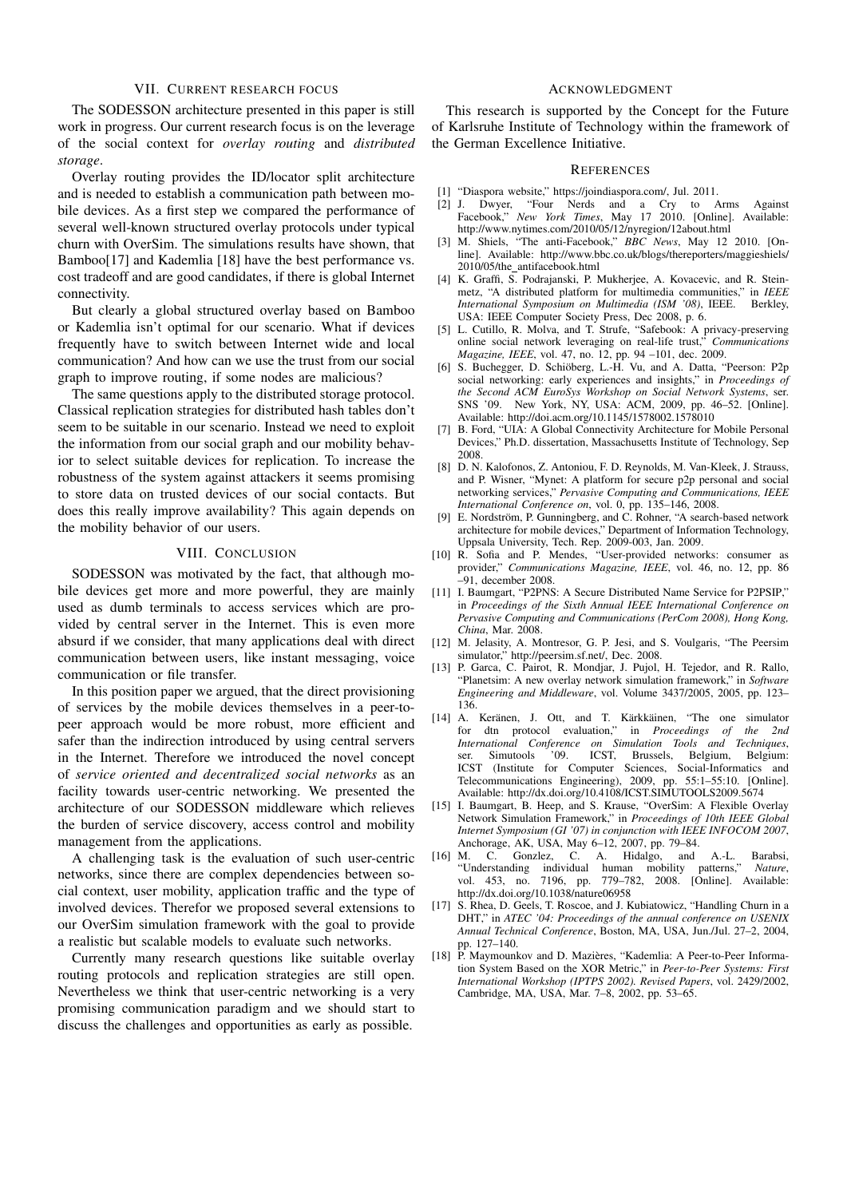## VII. Current Research Focus

The SODESSON architecture presented in this paper is still work in progress. Our current research focus is on the leverage of the social context for *overlay routing* and *distributed storage*.

Overlay routing provides the ID/locator split architecture and is needed to establish a communication path between mobile devices. As a first step we compared the performance of several well-known structured overlay protocols under typical churn with OverSim. The simulations results have shown, that Bamboo[17] and Kademlia [18] have the best performance vs. cost tradeoff and are good candidates, if there is global Internet connectivity.

But clearly a global structured overlay based on Bamboo or Kademlia isn't optimal for our scenario. What if devices frequently have to switch between Internet wide and local communication? And how can we use the trust from our social graph to improve routing, if some nodes are malicious?

The same questions apply to the distributed storage protocol. Classical replication strategies for distributed hash tables don't seem to be suitable in our scenario. Instead we need to exploit the information from our social graph and our mobility behavior to select suitable devices for replication. To increase the robustness of the system against attackers it seems promising to store data on trusted devices of our social contacts. But does this really improve availability? This again depends on the mobility behavior of our users.

## VIII. Conclusion

SODESSON was motivated by the fact, that although mobile devices get more and more powerful, they are mainly used as dumb terminals to access services which are provided by central server in the Internet. This is even more absurd if we consider, that many applications deal with direct communication between users, like instant messaging, voice communication or file transfer.

In this position paper we argued, that the direct provisioning of services by the mobile devices themselves in a peer-to-peer approach would be more robust, more efficient and safer than the indirection introduced by using central servers in the Internet. Therefore we introduced the novel concept of *service oriented and decentralized social networks* as an facility towards user-centric networking. We presented the architecture of our SODESSON middleware which relieves the burden of service discovery, access control and mobility management from the applications.

A challenging task is the evaluation of such user-centric networks, since there are complex dependencies between social context, user mobility, application traffic and the type of involved devices. Therefor we proposed several extensions to our OverSim simulation framework with the goal to provide a realistic but scalable models to evaluate such networks.

Currently many research questions like suitable overlay routing protocols and replication strategies are still open. Nevertheless we think that user-centric networking is a very promising communication paradigm and we should start to discuss the challenges and opportunities as early as possible.

## Acknowledgment

This research is supported by the Concept for the Future of Karlsruhe Institute of Technology within the framework of the German Excellence Initiative.

## References

[1] "Diaspora website," https://joindiaspora.com/, Jul. 2011.

[2] J. Dwyer, "Four Nerds and a Cry to Arms Against Facebook," *New York Times*, May 17 2010. [Online]. Available: http://www.nytimes.com/2010/05/12/nyregion/12about.html

[3] M. Shiels, "The anti-Facebook," *BBC News*, May 12 2010. [Online]. Available: http://www.bbc.co.uk/blogs/thereporters/maggieshiels/2010/05/the_antifacebook.html

[4] K. Graffi, S. Podrajanski, P. Mukherjee, A. Kovacevic, and R. Steinmetz, "A distributed platform for multimedia communities," in *IEEE International Symposium on Multimedia (ISM '08)*, IEEE. Berkley, USA: IEEE Computer Society Press, Dec 2008, p. 6.

[5] L. Cutillo, R. Molva, and T. Strufe, "Safebook: A privacy-preserving online social network leveraging on real-life trust," *Communications Magazine, IEEE*, vol. 47, no. 12, pp. 94 –101, dec. 2009.

[6] S. Buchegger, D. Schiöberg, L.-H. Vu, and A. Datta, "Peerson: P2p social networking: early experiences and insights," in *Proceedings of the Second ACM EuroSys Workshop on Social Network Systems*, ser. SNS '09. New York, NY, USA: ACM, 2009, pp. 46–52. [Online]. Available: http://doi.acm.org/10.1145/1578002.1578010

[7] B. Ford, "UIA: A Global Connectivity Architecture for Mobile Personal Devices," Ph.D. dissertation, Massachusetts Institute of Technology, Sep 2008.

[8] D. N. Kalofonos, Z. Antoniou, F. D. Reynolds, M. Van-Kleek, J. Strauss, and P. Wisner, "Mynet: A platform for secure p2p personal and social networking services," *Pervasive Computing and Communications, IEEE International Conference on*, vol. 0, pp. 135–146, 2008.

[9] E. Nordström, P. Gunningberg, and C. Rohner, "A search-based network architecture for mobile devices," Department of Information Technology, Uppsala University, Tech. Rep. 2009-003, Jan. 2009.

[10] R. Sofia and P. Mendes, "User-provided networks: consumer as provider," *Communications Magazine, IEEE*, vol. 46, no. 12, pp. 86 –91, december 2008.

[11] I. Baumgart, "P2PNS: A Secure Distributed Name Service for P2PSIP," in *Proceedings of the Sixth Annual IEEE International Conference on Pervasive Computing and Communications (PerCom 2008), Hong Kong, China*, Mar. 2008.

[12] M. Jelasity, A. Montresor, G. P. Jesi, and S. Voulgaris, "The Peersim simulator," http://peersim.sf.net/, Dec. 2008.

[13] P. Garca, C. Pairot, R. Mondjar, J. Pujol, H. Tejedor, and R. Rallo, "Planetsim: A new overlay network simulation framework," in *Software Engineering and Middleware*, vol. Volume 3437/2005, 2005, pp. 123–136.

[14] A. Keränen, J. Ott, and T. Kärkkäinen, "The one simulator for dtn protocol evaluation," in *Proceedings of the 2nd International Conference on Simulation Tools and Techniques*, ser. Simutools '09. ICST, Brussels, Belgium, Belgium: ICST (Institute for Computer Sciences, Social-Informatics and Telecommunications Engineering), 2009, pp. 55:1–55:10. [Online]. Available: http://dx.doi.org/10.4108/ICST.SIMUTOOLS2009.5674

[15] I. Baumgart, B. Heep, and S. Krause, "OverSim: A Flexible Overlay Network Simulation Framework," in *Proceedings of 10th IEEE Global Internet Symposium (GI '07) in conjunction with IEEE INFOCOM 2007*, Anchorage, AK, USA, May 6–12, 2007, pp. 79–84.

[16] M. C. Gonzlez, C. A. Hidalgo, and A.-L. Barabsi, "Understanding individual human mobility patterns," *Nature*, vol. 453, no. 7196, pp. 779–782, 2008. [Online]. Available: http://dx.doi.org/10.1038/nature06958

[17] S. Rhea, D. Geels, T. Roscoe, and J. Kubiatowicz, "Handling Churn in a DHT," in *ATEC '04: Proceedings of the annual conference on USENIX Annual Technical Conference*, Boston, MA, USA, Jun./Jul. 27–2, 2004, pp. 127–140.

[18] P. Maymounkov and D. Mazières, "Kademlia: A Peer-to-Peer Information System Based on the XOR Metric," in *Peer-to-Peer Systems: First International Workshop (IPTPS 2002). Revised Papers*, vol. 2429/2002, Cambridge, MA, USA, Mar. 7–8, 2002, pp. 53–65.